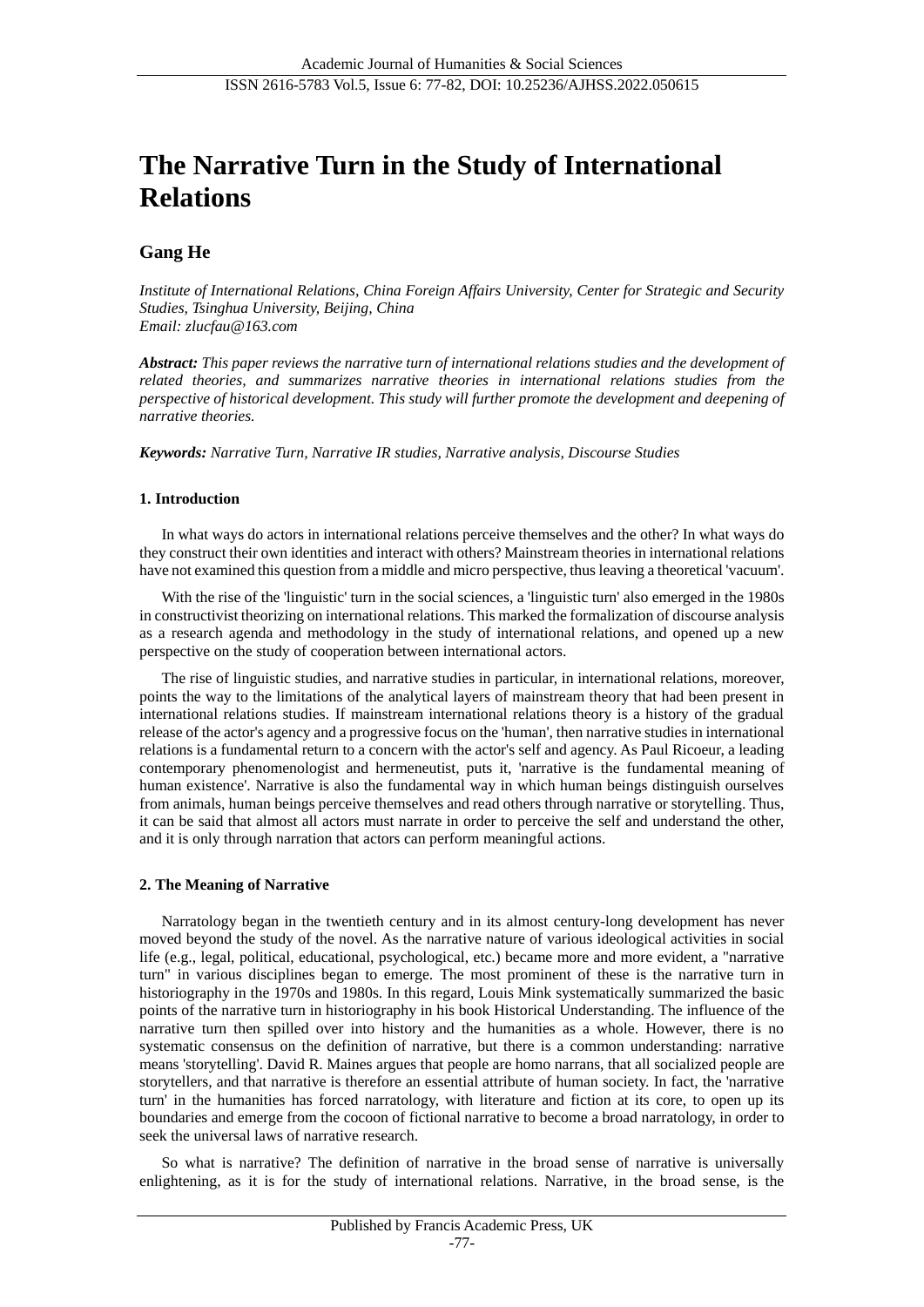# The Narrative Turn in the Study of International Relations

## Gang He

*Institute of International Relations, China Foreign Affairs University, Center for Strategic and Security Studies, Tsinghua University, Beijing, China*
*Email: zlucfau@163.com*

***Abstract:*** *This paper reviews the narrative turn of international relations studies and the development of related theories, and summarizes narrative theories in international relations studies from the perspective of historical development. This study will further promote the development and deepening of narrative theories.*

***Keywords:*** *Narrative Turn, Narrative IR studies, Narrative analysis, Discourse Studies*

### 1. Introduction

In what ways do actors in international relations perceive themselves and the other? In what ways do they construct their own identities and interact with others? Mainstream theories in international relations have not examined this question from a middle and micro perspective, thus leaving a theoretical 'vacuum'.

With the rise of the 'linguistic' turn in the social sciences, a 'linguistic turn' also emerged in the 1980s in constructivist theorizing on international relations. This marked the formalization of discourse analysis as a research agenda and methodology in the study of international relations, and opened up a new perspective on the study of cooperation between international actors.

The rise of linguistic studies, and narrative studies in particular, in international relations, moreover, points the way to the limitations of the analytical layers of mainstream theory that had been present in international relations studies. If mainstream international relations theory is a history of the gradual release of the actor's agency and a progressive focus on the 'human', then narrative studies in international relations is a fundamental return to a concern with the actor's self and agency. As Paul Ricoeur, a leading contemporary phenomenologist and hermeneutist, puts it, 'narrative is the fundamental meaning of human existence'. Narrative is also the fundamental way in which human beings distinguish ourselves from animals, human beings perceive themselves and read others through narrative or storytelling. Thus, it can be said that almost all actors must narrate in order to perceive the self and understand the other, and it is only through narration that actors can perform meaningful actions.

### 2. The Meaning of Narrative

Narratology began in the twentieth century and in its almost century-long development has never moved beyond the study of the novel. As the narrative nature of various ideological activities in social life (e.g., legal, political, educational, psychological, etc.) became more and more evident, a "narrative turn" in various disciplines began to emerge. The most prominent of these is the narrative turn in historiography in the 1970s and 1980s. In this regard, Louis Mink systematically summarized the basic points of the narrative turn in historiography in his book Historical Understanding. The influence of the narrative turn then spilled over into history and the humanities as a whole. However, there is no systematic consensus on the definition of narrative, but there is a common understanding: narrative means 'storytelling'. David R. Maines argues that people are homo narrans, that all socialized people are storytellers, and that narrative is therefore an essential attribute of human society. In fact, the 'narrative turn' in the humanities has forced narratology, with literature and fiction at its core, to open up its boundaries and emerge from the cocoon of fictional narrative to become a broad narratology, in order to seek the universal laws of narrative research.

So what is narrative? The definition of narrative in the broad sense of narrative is universally enlightening, as it is for the study of international relations. Narrative, in the broad sense, is the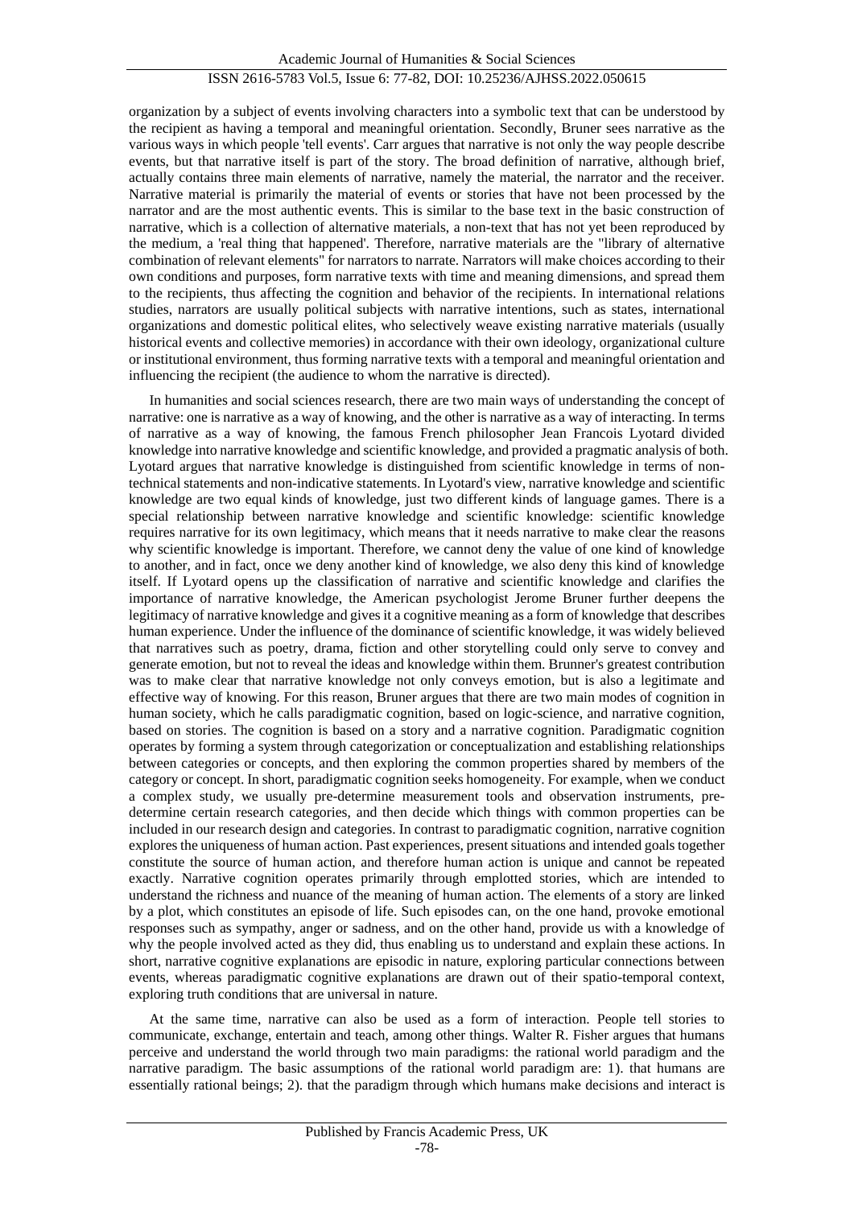organization by a subject of events involving characters into a symbolic text that can be understood by the recipient as having a temporal and meaningful orientation. Secondly, Bruner sees narrative as the various ways in which people 'tell events'. Carr argues that narrative is not only the way people describe events, but that narrative itself is part of the story. The broad definition of narrative, although brief, actually contains three main elements of narrative, namely the material, the narrator and the receiver. Narrative material is primarily the material of events or stories that have not been processed by the narrator and are the most authentic events. This is similar to the base text in the basic construction of narrative, which is a collection of alternative materials, a non-text that has not yet been reproduced by the medium, a 'real thing that happened'. Therefore, narrative materials are the "library of alternative combination of relevant elements" for narrators to narrate. Narrators will make choices according to their own conditions and purposes, form narrative texts with time and meaning dimensions, and spread them to the recipients, thus affecting the cognition and behavior of the recipients. In international relations studies, narrators are usually political subjects with narrative intentions, such as states, international organizations and domestic political elites, who selectively weave existing narrative materials (usually historical events and collective memories) in accordance with their own ideology, organizational culture or institutional environment, thus forming narrative texts with a temporal and meaningful orientation and influencing the recipient (the audience to whom the narrative is directed).

In humanities and social sciences research, there are two main ways of understanding the concept of narrative: one is narrative as a way of knowing, and the other is narrative as a way of interacting. In terms of narrative as a way of knowing, the famous French philosopher Jean Francois Lyotard divided knowledge into narrative knowledge and scientific knowledge, and provided a pragmatic analysis of both. Lyotard argues that narrative knowledge is distinguished from scientific knowledge in terms of non-technical statements and non-indicative statements. In Lyotard's view, narrative knowledge and scientific knowledge are two equal kinds of knowledge, just two different kinds of language games. There is a special relationship between narrative knowledge and scientific knowledge: scientific knowledge requires narrative for its own legitimacy, which means that it needs narrative to make clear the reasons why scientific knowledge is important. Therefore, we cannot deny the value of one kind of knowledge to another, and in fact, once we deny another kind of knowledge, we also deny this kind of knowledge itself. If Lyotard opens up the classification of narrative and scientific knowledge and clarifies the importance of narrative knowledge, the American psychologist Jerome Bruner further deepens the legitimacy of narrative knowledge and gives it a cognitive meaning as a form of knowledge that describes human experience. Under the influence of the dominance of scientific knowledge, it was widely believed that narratives such as poetry, drama, fiction and other storytelling could only serve to convey and generate emotion, but not to reveal the ideas and knowledge within them. Brunner's greatest contribution was to make clear that narrative knowledge not only conveys emotion, but is also a legitimate and effective way of knowing. For this reason, Bruner argues that there are two main modes of cognition in human society, which he calls paradigmatic cognition, based on logic-science, and narrative cognition, based on stories. The cognition is based on a story and a narrative cognition. Paradigmatic cognition operates by forming a system through categorization or conceptualization and establishing relationships between categories or concepts, and then exploring the common properties shared by members of the category or concept. In short, paradigmatic cognition seeks homogeneity. For example, when we conduct a complex study, we usually pre-determine measurement tools and observation instruments, pre-determine certain research categories, and then decide which things with common properties can be included in our research design and categories. In contrast to paradigmatic cognition, narrative cognition explores the uniqueness of human action. Past experiences, present situations and intended goals together constitute the source of human action, and therefore human action is unique and cannot be repeated exactly. Narrative cognition operates primarily through emplotted stories, which are intended to understand the richness and nuance of the meaning of human action. The elements of a story are linked by a plot, which constitutes an episode of life. Such episodes can, on the one hand, provoke emotional responses such as sympathy, anger or sadness, and on the other hand, provide us with a knowledge of why the people involved acted as they did, thus enabling us to understand and explain these actions. In short, narrative cognitive explanations are episodic in nature, exploring particular connections between events, whereas paradigmatic cognitive explanations are drawn out of their spatio-temporal context, exploring truth conditions that are universal in nature.

At the same time, narrative can also be used as a form of interaction. People tell stories to communicate, exchange, entertain and teach, among other things. Walter R. Fisher argues that humans perceive and understand the world through two main paradigms: the rational world paradigm and the narrative paradigm. The basic assumptions of the rational world paradigm are: 1). that humans are essentially rational beings; 2). that the paradigm through which humans make decisions and interact is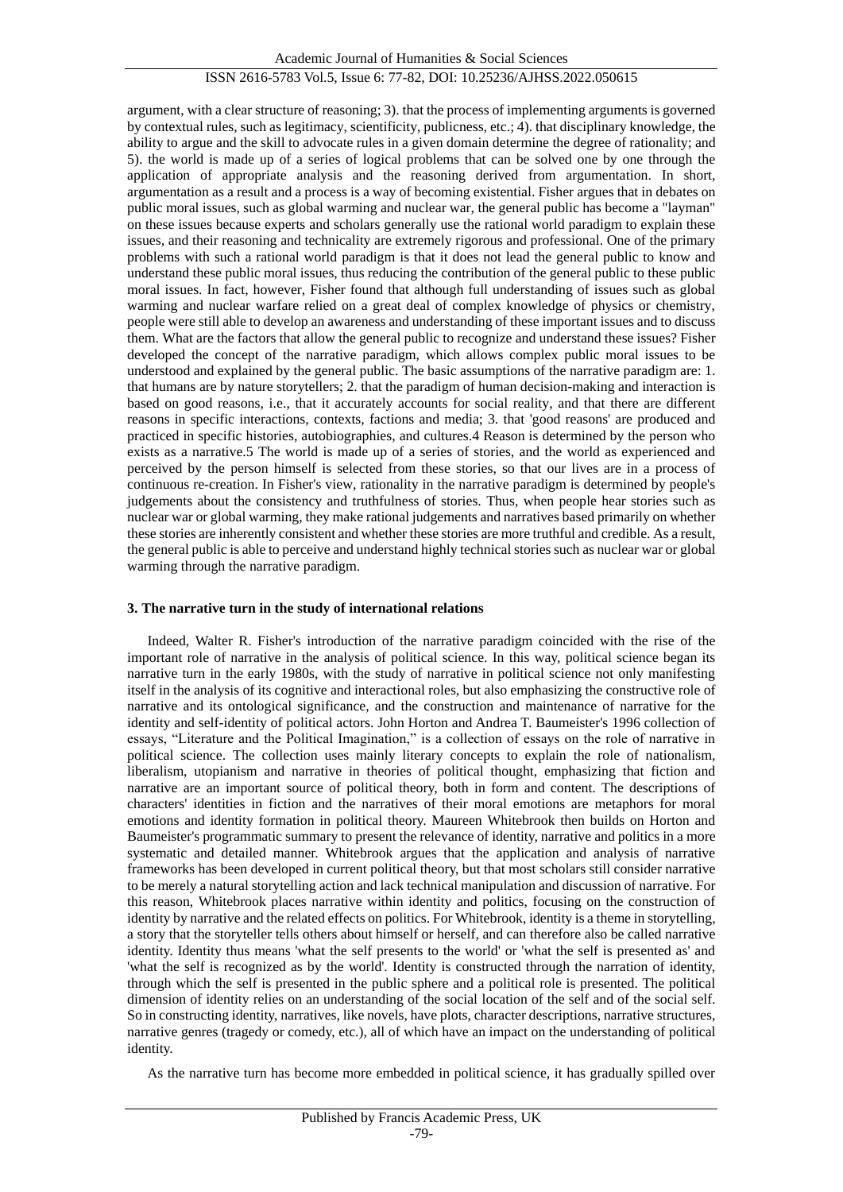argument, with a clear structure of reasoning; 3). that the process of implementing arguments is governed by contextual rules, such as legitimacy, scientificity, publicness, etc.; 4). that disciplinary knowledge, the ability to argue and the skill to advocate rules in a given domain determine the degree of rationality; and 5). the world is made up of a series of logical problems that can be solved one by one through the application of appropriate analysis and the reasoning derived from argumentation. In short, argumentation as a result and a process is a way of becoming existential. Fisher argues that in debates on public moral issues, such as global warming and nuclear war, the general public has become a "layman" on these issues because experts and scholars generally use the rational world paradigm to explain these issues, and their reasoning and technicality are extremely rigorous and professional. One of the primary problems with such a rational world paradigm is that it does not lead the general public to know and understand these public moral issues, thus reducing the contribution of the general public to these public moral issues. In fact, however, Fisher found that although full understanding of issues such as global warming and nuclear warfare relied on a great deal of complex knowledge of physics or chemistry, people were still able to develop an awareness and understanding of these important issues and to discuss them. What are the factors that allow the general public to recognize and understand these issues? Fisher developed the concept of the narrative paradigm, which allows complex public moral issues to be understood and explained by the general public. The basic assumptions of the narrative paradigm are: 1. that humans are by nature storytellers; 2. that the paradigm of human decision-making and interaction is based on good reasons, i.e., that it accurately accounts for social reality, and that there are different reasons in specific interactions, contexts, factions and media; 3. that 'good reasons' are produced and practiced in specific histories, autobiographies, and cultures.4 Reason is determined by the person who exists as a narrative.5 The world is made up of a series of stories, and the world as experienced and perceived by the person himself is selected from these stories, so that our lives are in a process of continuous re-creation. In Fisher's view, rationality in the narrative paradigm is determined by people's judgements about the consistency and truthfulness of stories. Thus, when people hear stories such as nuclear war or global warming, they make rational judgements and narratives based primarily on whether these stories are inherently consistent and whether these stories are more truthful and credible. As a result, the general public is able to perceive and understand highly technical stories such as nuclear war or global warming through the narrative paradigm.

## 3. The narrative turn in the study of international relations

Indeed, Walter R. Fisher's introduction of the narrative paradigm coincided with the rise of the important role of narrative in the analysis of political science. In this way, political science began its narrative turn in the early 1980s, with the study of narrative in political science not only manifesting itself in the analysis of its cognitive and interactional roles, but also emphasizing the constructive role of narrative and its ontological significance, and the construction and maintenance of narrative for the identity and self-identity of political actors. John Horton and Andrea T. Baumeister's 1996 collection of essays, "Literature and the Political Imagination," is a collection of essays on the role of narrative in political science. The collection uses mainly literary concepts to explain the role of nationalism, liberalism, utopianism and narrative in theories of political thought, emphasizing that fiction and narrative are an important source of political theory, both in form and content. The descriptions of characters' identities in fiction and the narratives of their moral emotions are metaphors for moral emotions and identity formation in political theory. Maureen Whitebrook then builds on Horton and Baumeister's programmatic summary to present the relevance of identity, narrative and politics in a more systematic and detailed manner. Whitebrook argues that the application and analysis of narrative frameworks has been developed in current political theory, but that most scholars still consider narrative to be merely a natural storytelling action and lack technical manipulation and discussion of narrative. For this reason, Whitebrook places narrative within identity and politics, focusing on the construction of identity by narrative and the related effects on politics. For Whitebrook, identity is a theme in storytelling, a story that the storyteller tells others about himself or herself, and can therefore also be called narrative identity. Identity thus means 'what the self presents to the world' or 'what the self is presented as' and 'what the self is recognized as by the world'. Identity is constructed through the narration of identity, through which the self is presented in the public sphere and a political role is presented. The political dimension of identity relies on an understanding of the social location of the self and of the social self. So in constructing identity, narratives, like novels, have plots, character descriptions, narrative structures, narrative genres (tragedy or comedy, etc.), all of which have an impact on the understanding of political identity.

As the narrative turn has become more embedded in political science, it has gradually spilled over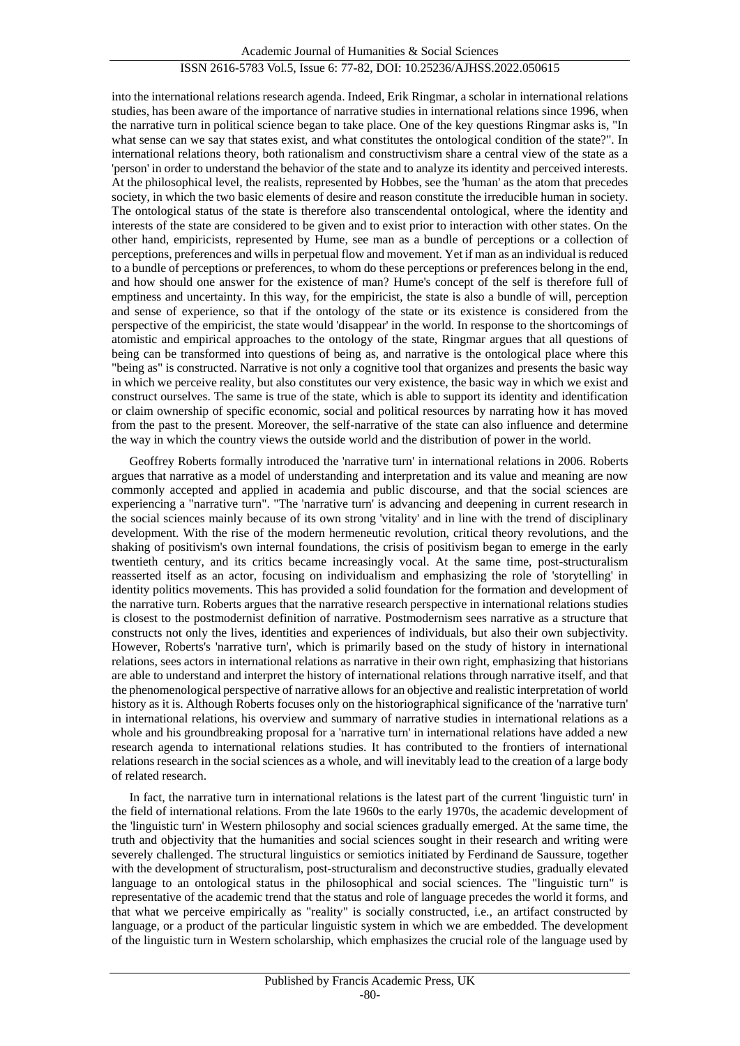into the international relations research agenda. Indeed, Erik Ringmar, a scholar in international relations studies, has been aware of the importance of narrative studies in international relations since 1996, when the narrative turn in political science began to take place. One of the key questions Ringmar asks is, "In what sense can we say that states exist, and what constitutes the ontological condition of the state?". In international relations theory, both rationalism and constructivism share a central view of the state as a 'person' in order to understand the behavior of the state and to analyze its identity and perceived interests. At the philosophical level, the realists, represented by Hobbes, see the 'human' as the atom that precedes society, in which the two basic elements of desire and reason constitute the irreducible human in society. The ontological status of the state is therefore also transcendental ontological, where the identity and interests of the state are considered to be given and to exist prior to interaction with other states. On the other hand, empiricists, represented by Hume, see man as a bundle of perceptions or a collection of perceptions, preferences and wills in perpetual flow and movement. Yet if man as an individual is reduced to a bundle of perceptions or preferences, to whom do these perceptions or preferences belong in the end, and how should one answer for the existence of man? Hume's concept of the self is therefore full of emptiness and uncertainty. In this way, for the empiricist, the state is also a bundle of will, perception and sense of experience, so that if the ontology of the state or its existence is considered from the perspective of the empiricist, the state would 'disappear' in the world. In response to the shortcomings of atomistic and empirical approaches to the ontology of the state, Ringmar argues that all questions of being can be transformed into questions of being as, and narrative is the ontological place where this "being as" is constructed. Narrative is not only a cognitive tool that organizes and presents the basic way in which we perceive reality, but also constitutes our very existence, the basic way in which we exist and construct ourselves. The same is true of the state, which is able to support its identity and identification or claim ownership of specific economic, social and political resources by narrating how it has moved from the past to the present. Moreover, the self-narrative of the state can also influence and determine the way in which the country views the outside world and the distribution of power in the world.

Geoffrey Roberts formally introduced the 'narrative turn' in international relations in 2006. Roberts argues that narrative as a model of understanding and interpretation and its value and meaning are now commonly accepted and applied in academia and public discourse, and that the social sciences are experiencing a "narrative turn". "The 'narrative turn' is advancing and deepening in current research in the social sciences mainly because of its own strong 'vitality' and in line with the trend of disciplinary development. With the rise of the modern hermeneutic revolution, critical theory revolutions, and the shaking of positivism's own internal foundations, the crisis of positivism began to emerge in the early twentieth century, and its critics became increasingly vocal. At the same time, post-structuralism reasserted itself as an actor, focusing on individualism and emphasizing the role of 'storytelling' in identity politics movements. This has provided a solid foundation for the formation and development of the narrative turn. Roberts argues that the narrative research perspective in international relations studies is closest to the postmodernist definition of narrative. Postmodernism sees narrative as a structure that constructs not only the lives, identities and experiences of individuals, but also their own subjectivity. However, Roberts's 'narrative turn', which is primarily based on the study of history in international relations, sees actors in international relations as narrative in their own right, emphasizing that historians are able to understand and interpret the history of international relations through narrative itself, and that the phenomenological perspective of narrative allows for an objective and realistic interpretation of world history as it is. Although Roberts focuses only on the historiographical significance of the 'narrative turn' in international relations, his overview and summary of narrative studies in international relations as a whole and his groundbreaking proposal for a 'narrative turn' in international relations have added a new research agenda to international relations studies. It has contributed to the frontiers of international relations research in the social sciences as a whole, and will inevitably lead to the creation of a large body of related research.

In fact, the narrative turn in international relations is the latest part of the current 'linguistic turn' in the field of international relations. From the late 1960s to the early 1970s, the academic development of the 'linguistic turn' in Western philosophy and social sciences gradually emerged. At the same time, the truth and objectivity that the humanities and social sciences sought in their research and writing were severely challenged. The structural linguistics or semiotics initiated by Ferdinand de Saussure, together with the development of structuralism, post-structuralism and deconstructive studies, gradually elevated language to an ontological status in the philosophical and social sciences. The "linguistic turn" is representative of the academic trend that the status and role of language precedes the world it forms, and that what we perceive empirically as "reality" is socially constructed, i.e., an artifact constructed by language, or a product of the particular linguistic system in which we are embedded. The development of the linguistic turn in Western scholarship, which emphasizes the crucial role of the language used by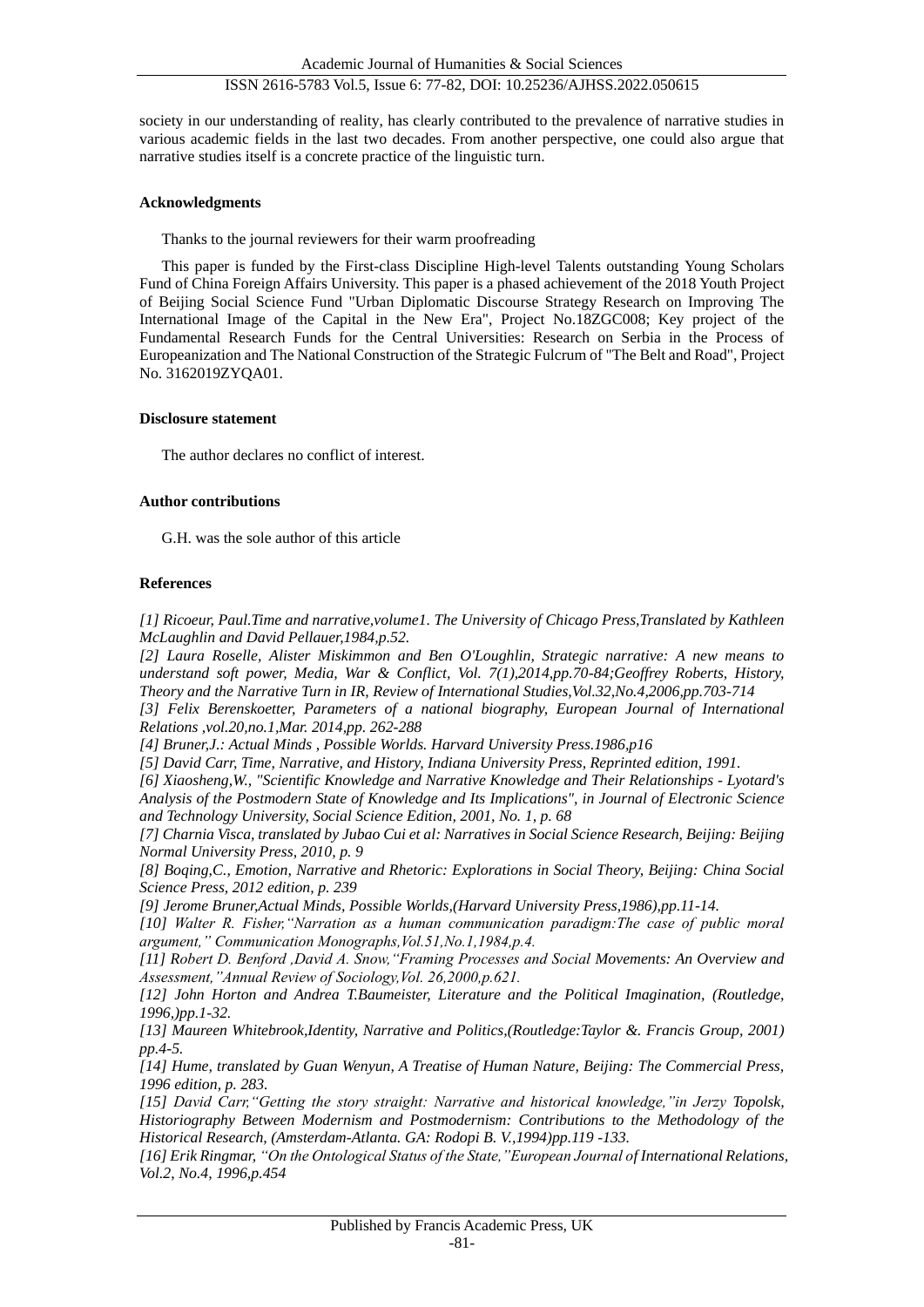society in our understanding of reality, has clearly contributed to the prevalence of narrative studies in various academic fields in the last two decades. From another perspective, one could also argue that narrative studies itself is a concrete practice of the linguistic turn.

**Acknowledgments**

Thanks to the journal reviewers for their warm proofreading

This paper is funded by the First-class Discipline High-level Talents outstanding Young Scholars Fund of China Foreign Affairs University. This paper is a phased achievement of the 2018 Youth Project of Beijing Social Science Fund "Urban Diplomatic Discourse Strategy Research on Improving The International Image of the Capital in the New Era", Project No.18ZGC008; Key project of the Fundamental Research Funds for the Central Universities: Research on Serbia in the Process of Europeanization and The National Construction of the Strategic Fulcrum of "The Belt and Road", Project No. 3162019ZYQA01.

**Disclosure statement**

The author declares no conflict of interest.

**Author contributions**

G.H. was the sole author of this article

**References**

*[1] Ricoeur, Paul.Time and narrative,volume1. The University of Chicago Press,Translated by Kathleen McLaughlin and David Pellauer,1984,p.52.*

*[2] Laura Roselle, Alister Miskimmon and Ben O'Loughlin, Strategic narrative: A new means to understand soft power, Media, War & Conflict, Vol. 7(1),2014,pp.70-84;Geoffrey Roberts, History, Theory and the Narrative Turn in IR, Review of International Studies,Vol.32,No.4,2006,pp.703-714*

*[3] Felix Berenskoetter, Parameters of a national biography, European Journal of International Relations ,vol.20,no.1,Mar. 2014,pp. 262-288*

*[4] Bruner,J.: Actual Minds , Possible Worlds. Harvard University Press.1986,p16*

*[5] David Carr, Time, Narrative, and History, Indiana University Press, Reprinted edition, 1991.*

*[6] Xiaosheng,W., "Scientific Knowledge and Narrative Knowledge and Their Relationships - Lyotard's Analysis of the Postmodern State of Knowledge and Its Implications", in Journal of Electronic Science and Technology University, Social Science Edition, 2001, No. 1, p. 68*

*[7] Charnia Visca, translated by Jubao Cui et al: Narratives in Social Science Research, Beijing: Beijing Normal University Press, 2010, p. 9*

*[8] Boqing,C., Emotion, Narrative and Rhetoric: Explorations in Social Theory, Beijing: China Social Science Press, 2012 edition, p. 239*

*[9] Jerome Bruner,Actual Minds, Possible Worlds,(Harvard University Press,1986),pp.11-14.*

*[10] Walter R. Fisher,"Narration as a human communication paradigm:The case of public moral argument," Communication Monographs,Vol.51,No.1,1984,p.4.*

*[11] Robert D. Benford ,David A. Snow,"Framing Processes and Social Movements: An Overview and Assessment,"Annual Review of Sociology,Vol. 26,2000,p.621.*

*[12] John Horton and Andrea T.Baumeister, Literature and the Political Imagination, (Routledge, 1996,)pp.1-32.*

*[13] Maureen Whitebrook,Identity, Narrative and Politics,(Routledge:Taylor &. Francis Group, 2001) pp.4-5.*

*[14] Hume, translated by Guan Wenyun, A Treatise of Human Nature, Beijing: The Commercial Press, 1996 edition, p. 283.*

*[15] David Carr,"Getting the story straight: Narrative and historical knowledge,"in Jerzy Topolsk, Historiography Between Modernism and Postmodernism: Contributions to the Methodology of the Historical Research, (Amsterdam-Atlanta. GA: Rodopi B. V.,1994)pp.119 -133.*

*[16] Erik Ringmar, "On the Ontological Status of the State,"European Journal of International Relations, Vol.2, No.4, 1996,p.454*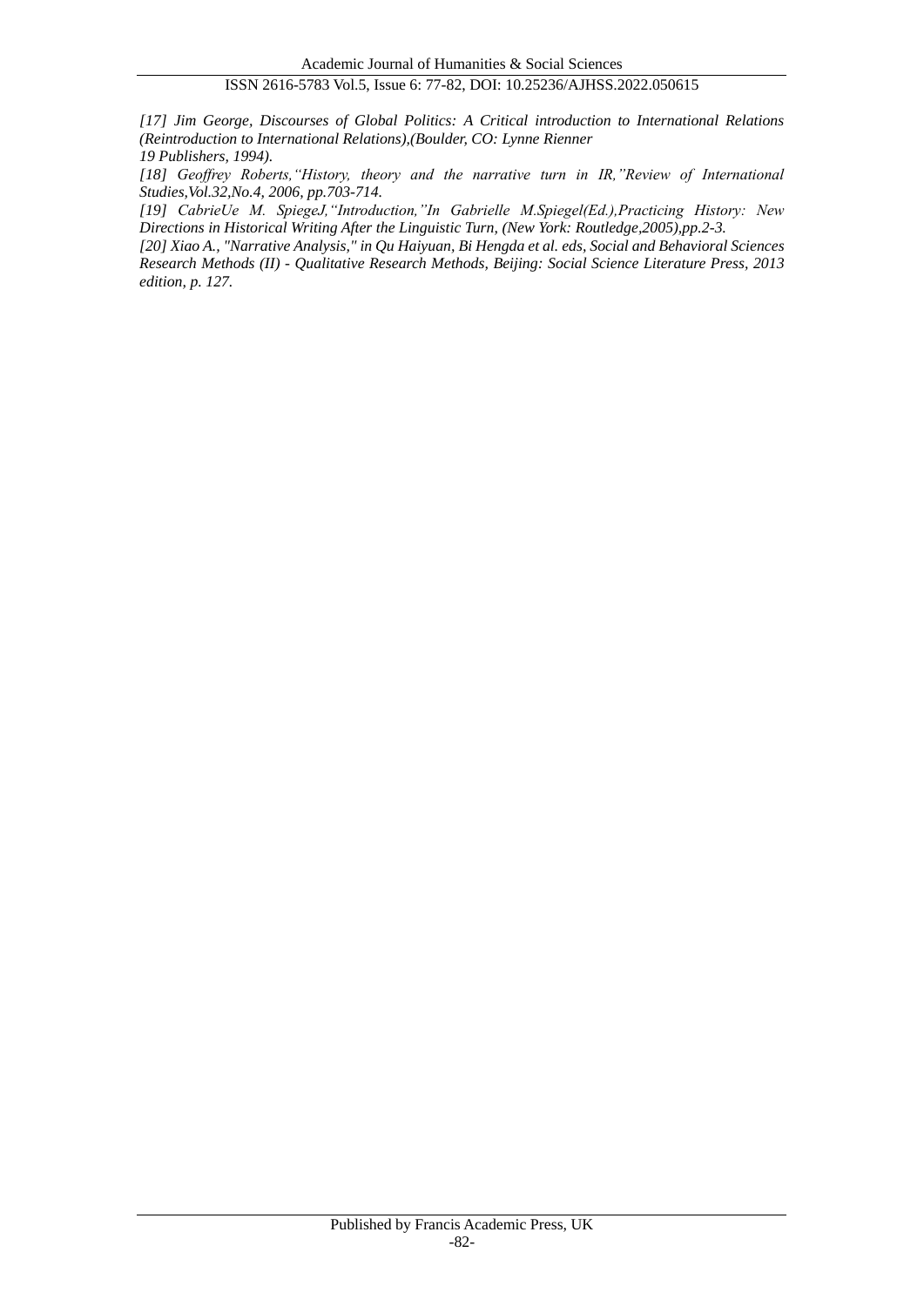*[17] Jim George, Discourses of Global Politics: A Critical introduction to International Relations (Reintroduction to International Relations),(Boulder, CO: Lynne Rienner 19 Publishers, 1994).*

*[18] Geoffrey Roberts,"History, theory and the narrative turn in IR,"Review of International Studies,Vol.32,No.4, 2006, pp.703-714.*

*[19] CabrieUe M. SpiegeJ,"Introduction,"In Gabrielle M.Spiegel(Ed.),Practicing History: New Directions in Historical Writing After the Linguistic Turn, (New York: Routledge,2005),pp.2-3.*

*[20] Xiao A., "Narrative Analysis," in Qu Haiyuan, Bi Hengda et al. eds, Social and Behavioral Sciences Research Methods (II) - Qualitative Research Methods, Beijing: Social Science Literature Press, 2013 edition, p. 127.*